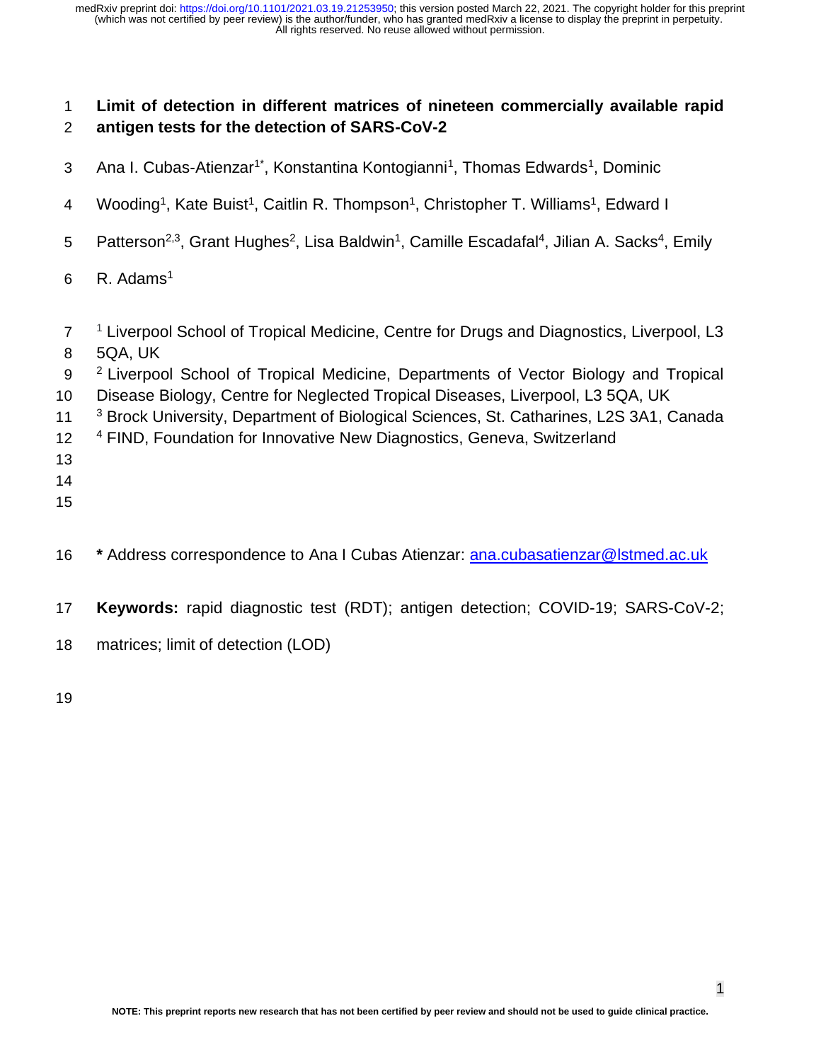# Limit of detection in different matrices of nineteen commercially available rapid antigen tests for the detection of SARS-CoV-2

Ana I. Cubas-Atienzar[1*], Konstantina Kontogianni[1], Thomas Edwards[1], Dominic Wooding[1], Kate Buist[1], Caitlin R. Thompson[1], Christopher T. Williams[1], Edward I Patterson[2,3], Grant Hughes[2], Lisa Baldwin[1], Camille Escadafal[4], Jilian A. Sacks[4], Emily R. Adams[1]

[1] Liverpool School of Tropical Medicine, Centre for Drugs and Diagnostics, Liverpool, L3 5QA, UK

[2] Liverpool School of Tropical Medicine, Departments of Vector Biology and Tropical Disease Biology, Centre for Neglected Tropical Diseases, Liverpool, L3 5QA, UK

[3] Brock University, Department of Biological Sciences, St. Catharines, L2S 3A1, Canada

[4] FIND, Foundation for Innovative New Diagnostics, Geneva, Switzerland

**\*** Address correspondence to Ana I Cubas Atienzar: ana.cubasatienzar@lstmed.ac.uk

**Keywords:** rapid diagnostic test (RDT); antigen detection; COVID-19; SARS-CoV-2; matrices; limit of detection (LOD)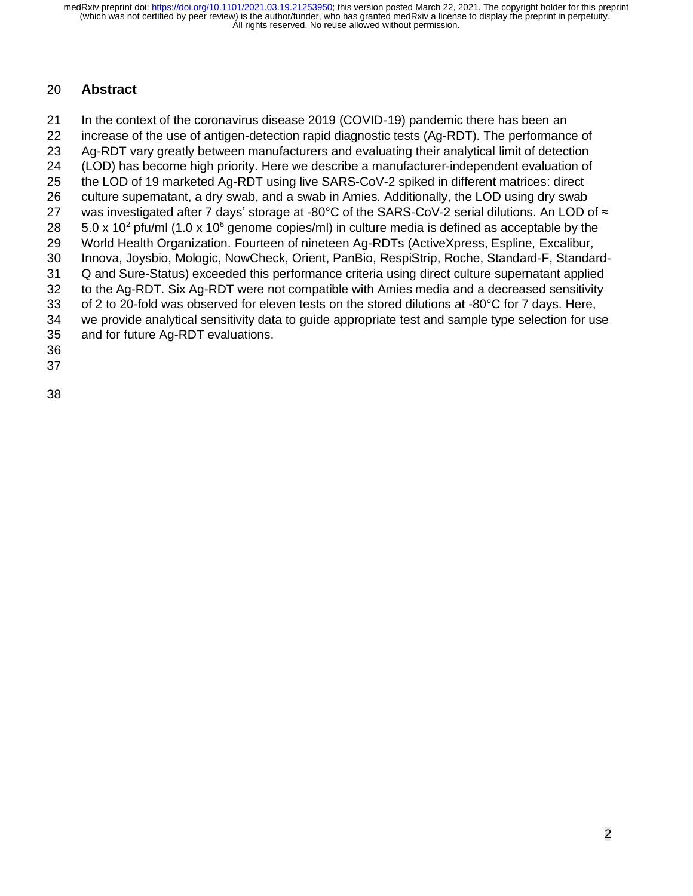## Abstract

In the context of the coronavirus disease 2019 (COVID-19) pandemic there has been an increase of the use of antigen-detection rapid diagnostic tests (Ag-RDT). The performance of Ag-RDT vary greatly between manufacturers and evaluating their analytical limit of detection (LOD) has become high priority. Here we describe a manufacturer-independent evaluation of the LOD of 19 marketed Ag-RDT using live SARS-CoV-2 spiked in different matrices: direct culture supernatant, a dry swab, and a swab in Amies. Additionally, the LOD using dry swab was investigated after 7 days' storage at -80°C of the SARS-CoV-2 serial dilutions. An LOD of ≈ $5.0 \times 10^2$ pfu/ml ($1.0 \times 10^6$ genome copies/ml) in culture media is defined as acceptable by the World Health Organization. Fourteen of nineteen Ag-RDTs (ActiveXpress, Espline, Excalibur, Innova, Joysbio, Mologic, NowCheck, Orient, PanBio, RespiStrip, Roche, Standard-F, Standard-Q and Sure-Status) exceeded this performance criteria using direct culture supernatant applied to the Ag-RDT. Six Ag-RDT were not compatible with Amies media and a decreased sensitivity of 2 to 20-fold was observed for eleven tests on the stored dilutions at -80°C for 7 days. Here, we provide analytical sensitivity data to guide appropriate test and sample type selection for use and for future Ag-RDT evaluations.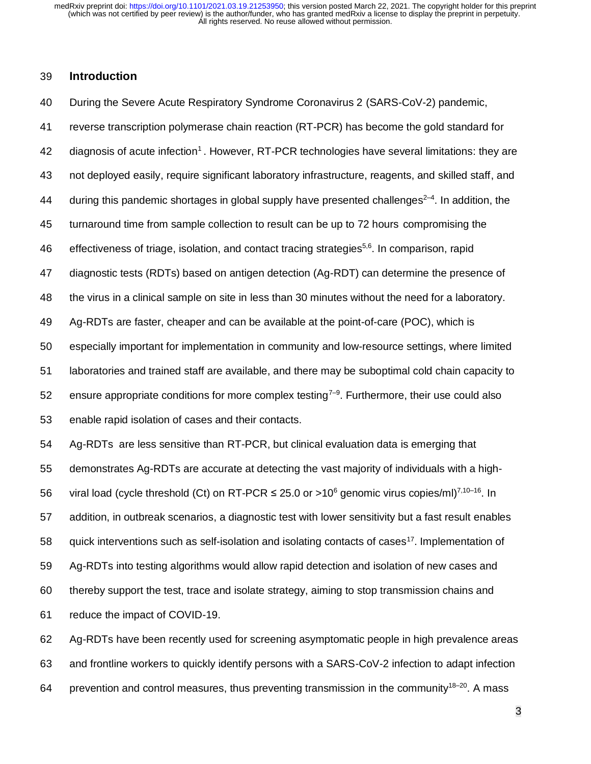## Introduction

During the Severe Acute Respiratory Syndrome Coronavirus 2 (SARS-CoV-2) pandemic, reverse transcription polymerase chain reaction (RT-PCR) has become the gold standard for diagnosis of acute infection[1]. However, RT-PCR technologies have several limitations: they are not deployed easily, require significant laboratory infrastructure, reagents, and skilled staff, and during this pandemic shortages in global supply have presented challenges[2–4]. In addition, the turnaround time from sample collection to result can be up to 72 hours compromising the effectiveness of triage, isolation, and contact tracing strategies[5,6]. In comparison, rapid diagnostic tests (RDTs) based on antigen detection (Ag-RDT) can determine the presence of the virus in a clinical sample on site in less than 30 minutes without the need for a laboratory. Ag-RDTs are faster, cheaper and can be available at the point-of-care (POC), which is especially important for implementation in community and low-resource settings, where limited laboratories and trained staff are available, and there may be suboptimal cold chain capacity to ensure appropriate conditions for more complex testing[7–9]. Furthermore, their use could also enable rapid isolation of cases and their contacts.

Ag-RDTs are less sensitive than RT-PCR, but clinical evaluation data is emerging that demonstrates Ag-RDTs are accurate at detecting the vast majority of individuals with a high-viral load (cycle threshold (Ct) on RT-PCR ≤ 25.0 or >$10^6$ genomic virus copies/ml)[7,10–16]. In addition, in outbreak scenarios, a diagnostic test with lower sensitivity but a fast result enables quick interventions such as self-isolation and isolating contacts of cases[17]. Implementation of Ag-RDTs into testing algorithms would allow rapid detection and isolation of new cases and thereby support the test, trace and isolate strategy, aiming to stop transmission chains and reduce the impact of COVID-19.

Ag-RDTs have been recently used for screening asymptomatic people in high prevalence areas and frontline workers to quickly identify persons with a SARS-CoV-2 infection to adapt infection prevention and control measures, thus preventing transmission in the community[18–20]. A mass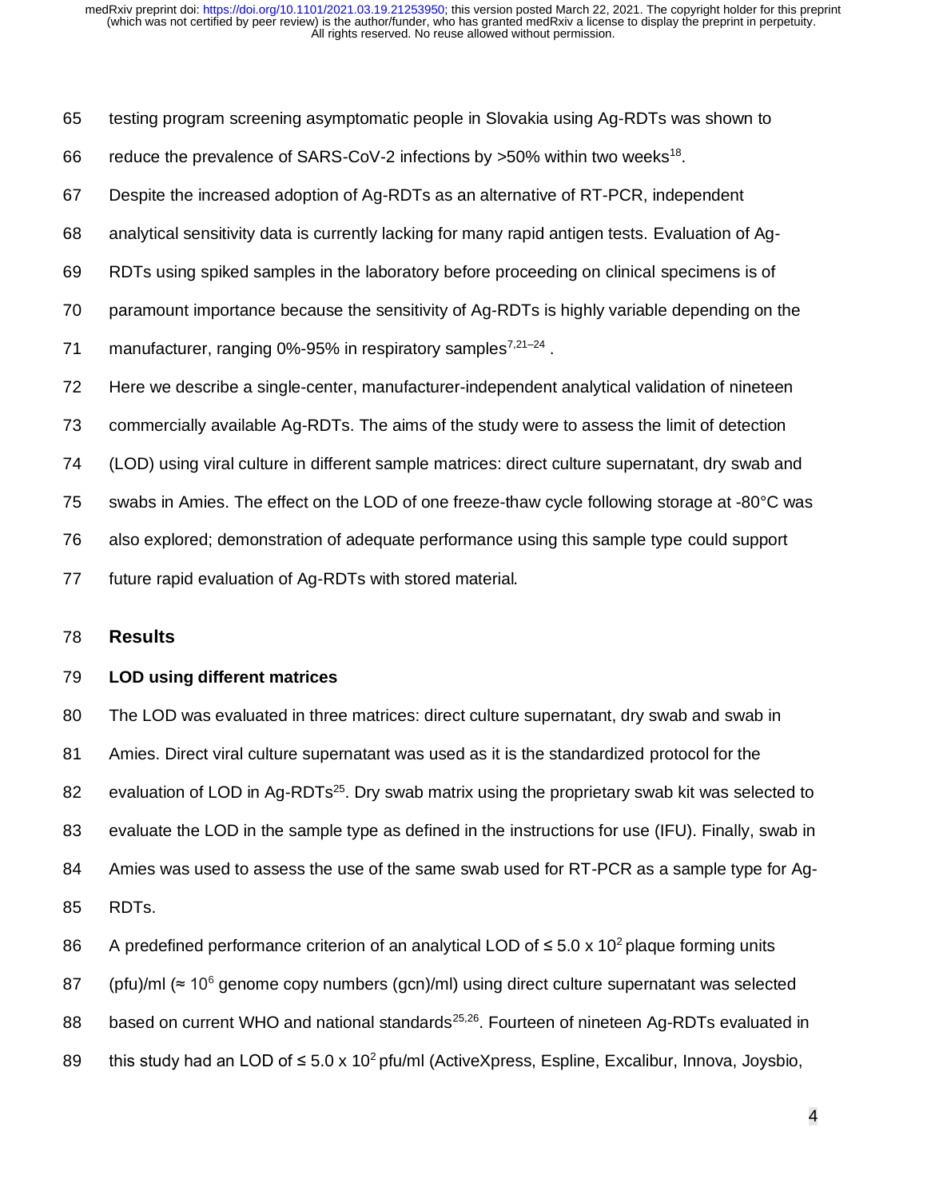testing program screening asymptomatic people in Slovakia using Ag-RDTs was shown to reduce the prevalence of SARS-CoV-2 infections by >50% within two weeks[18].

Despite the increased adoption of Ag-RDTs as an alternative of RT-PCR, independent analytical sensitivity data is currently lacking for many rapid antigen tests. Evaluation of Ag-RDTs using spiked samples in the laboratory before proceeding on clinical specimens is of paramount importance because the sensitivity of Ag-RDTs is highly variable depending on the manufacturer, ranging 0%-95% in respiratory samples[7,21–24].

Here we describe a single-center, manufacturer-independent analytical validation of nineteen commercially available Ag-RDTs. The aims of the study were to assess the limit of detection (LOD) using viral culture in different sample matrices: direct culture supernatant, dry swab and swabs in Amies. The effect on the LOD of one freeze-thaw cycle following storage at -80°C was also explored; demonstration of adequate performance using this sample type could support future rapid evaluation of Ag-RDTs with stored material.

## Results

### LOD using different matrices

The LOD was evaluated in three matrices: direct culture supernatant, dry swab and swab in Amies. Direct viral culture supernatant was used as it is the standardized protocol for the evaluation of LOD in Ag-RDTs[25]. Dry swab matrix using the proprietary swab kit was selected to evaluate the LOD in the sample type as defined in the instructions for use (IFU). Finally, swab in Amies was used to assess the use of the same swab used for RT-PCR as a sample type for Ag-RDTs.

A predefined performance criterion of an analytical LOD of ≤ $5.0 \times 10^2$ plaque forming units (pfu)/ml (≈ $10^6$ genome copy numbers (gcn)/ml) using direct culture supernatant was selected based on current WHO and national standards[25,26]. Fourteen of nineteen Ag-RDTs evaluated in this study had an LOD of ≤ $5.0 \times 10^2$ pfu/ml (ActiveXpress, Espline, Excalibur, Innova, Joysbio,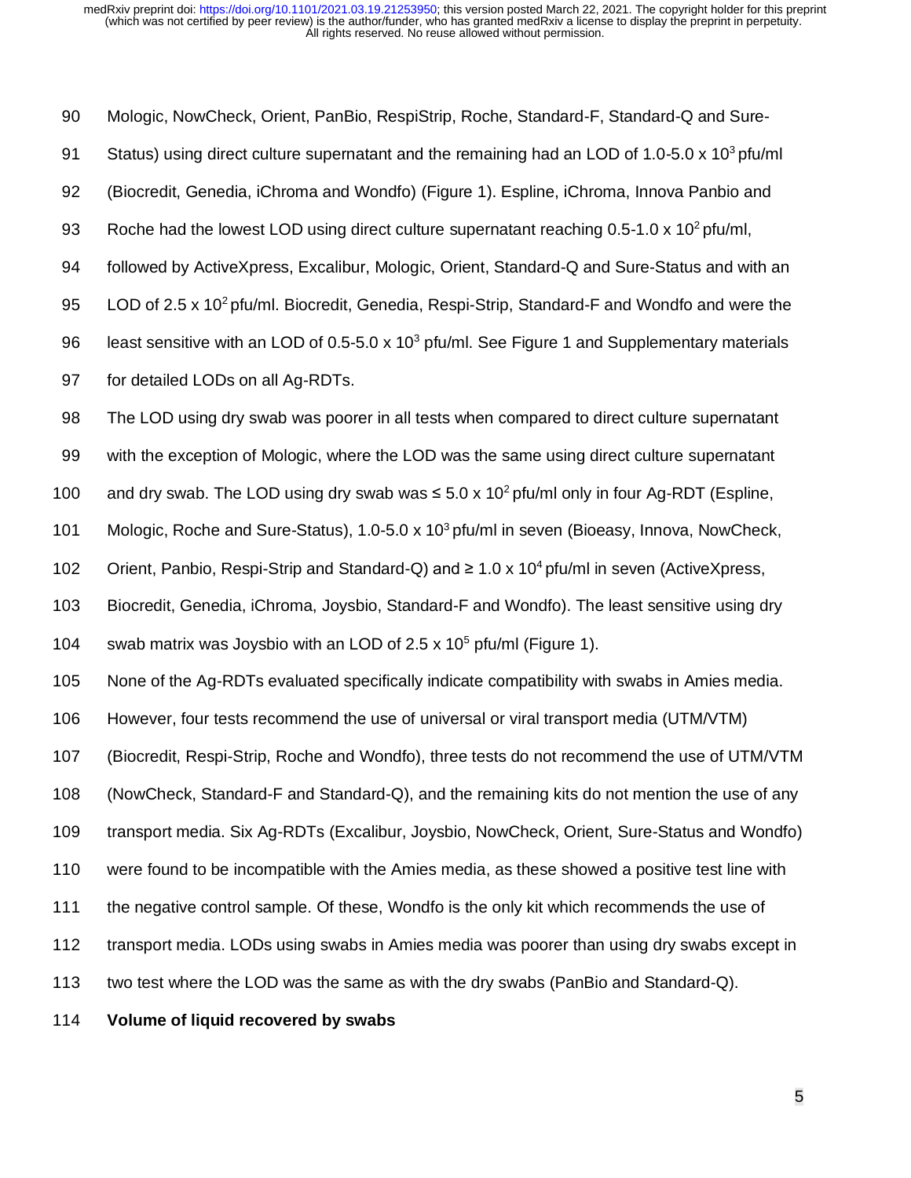Mologic, NowCheck, Orient, PanBio, RespiStrip, Roche, Standard-F, Standard-Q and Sure-Status) using direct culture supernatant and the remaining had an LOD of 1.0-5.0 x $10^3$ pfu/ml (Biocredit, Genedia, iChroma and Wondfo) (Figure 1). Espline, iChroma, Innova Panbio and Roche had the lowest LOD using direct culture supernatant reaching 0.5-1.0 x $10^2$ pfu/ml, followed by ActiveXpress, Excalibur, Mologic, Orient, Standard-Q and Sure-Status and with an LOD of 2.5 x $10^2$ pfu/ml. Biocredit, Genedia, Respi-Strip, Standard-F and Wondfo and were the least sensitive with an LOD of 0.5-5.0 x $10^3$ pfu/ml. See Figure 1 and Supplementary materials for detailed LODs on all Ag-RDTs.

The LOD using dry swab was poorer in all tests when compared to direct culture supernatant with the exception of Mologic, where the LOD was the same using direct culture supernatant and dry swab. The LOD using dry swab was ≤ 5.0 x $10^2$ pfu/ml only in four Ag-RDT (Espline, Mologic, Roche and Sure-Status), 1.0-5.0 x $10^3$ pfu/ml in seven (Bioeasy, Innova, NowCheck, Orient, Panbio, Respi-Strip and Standard-Q) and ≥ 1.0 x $10^4$ pfu/ml in seven (ActiveXpress, Biocredit, Genedia, iChroma, Joysbio, Standard-F and Wondfo). The least sensitive using dry swab matrix was Joysbio with an LOD of 2.5 x $10^5$ pfu/ml (Figure 1).

None of the Ag-RDTs evaluated specifically indicate compatibility with swabs in Amies media. However, four tests recommend the use of universal or viral transport media (UTM/VTM) (Biocredit, Respi-Strip, Roche and Wondfo), three tests do not recommend the use of UTM/VTM (NowCheck, Standard-F and Standard-Q), and the remaining kits do not mention the use of any transport media. Six Ag-RDTs (Excalibur, Joysbio, NowCheck, Orient, Sure-Status and Wondfo) were found to be incompatible with the Amies media, as these showed a positive test line with the negative control sample. Of these, Wondfo is the only kit which recommends the use of transport media. LODs using swabs in Amies media was poorer than using dry swabs except in two test where the LOD was the same as with the dry swabs (PanBio and Standard-Q).

**Volume of liquid recovered by swabs**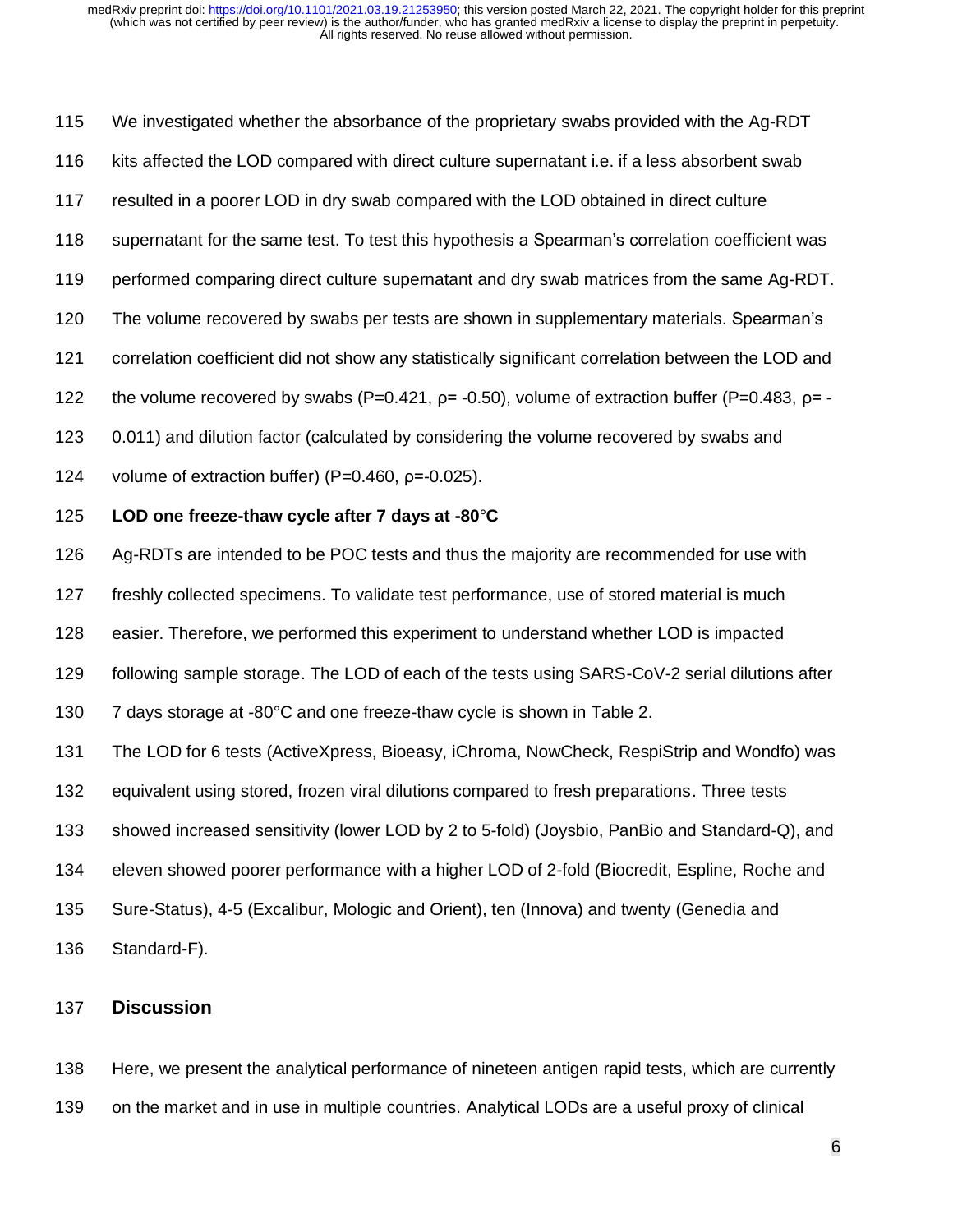We investigated whether the absorbance of the proprietary swabs provided with the Ag-RDT kits affected the LOD compared with direct culture supernatant i.e. if a less absorbent swab resulted in a poorer LOD in dry swab compared with the LOD obtained in direct culture supernatant for the same test. To test this hypothesis a Spearman's correlation coefficient was performed comparing direct culture supernatant and dry swab matrices from the same Ag-RDT. The volume recovered by swabs per tests are shown in supplementary materials. Spearman's correlation coefficient did not show any statistically significant correlation between the LOD and the volume recovered by swabs ($P=0.421$, $\rho= -0.50$), volume of extraction buffer ($P=0.483$, $\rho= -0.011$) and dilution factor (calculated by considering the volume recovered by swabs and volume of extraction buffer) ($P=0.460$, $\rho=-0.025$).

**LOD one freeze-thaw cycle after 7 days at -80°C**

Ag-RDTs are intended to be POC tests and thus the majority are recommended for use with freshly collected specimens. To validate test performance, use of stored material is much easier. Therefore, we performed this experiment to understand whether LOD is impacted following sample storage. The LOD of each of the tests using SARS-CoV-2 serial dilutions after 7 days storage at -80°C and one freeze-thaw cycle is shown in Table 2.

The LOD for 6 tests (ActiveXpress, Bioeasy, iChroma, NowCheck, RespiStrip and Wondfo) was equivalent using stored, frozen viral dilutions compared to fresh preparations. Three tests showed increased sensitivity (lower LOD by 2 to 5-fold) (Joysbio, PanBio and Standard-Q), and eleven showed poorer performance with a higher LOD of 2-fold (Biocredit, Espline, Roche and Sure-Status), 4-5 (Excalibur, Mologic and Orient), ten (Innova) and twenty (Genedia and Standard-F).

## Discussion

Here, we present the analytical performance of nineteen antigen rapid tests, which are currently on the market and in use in multiple countries. Analytical LODs are a useful proxy of clinical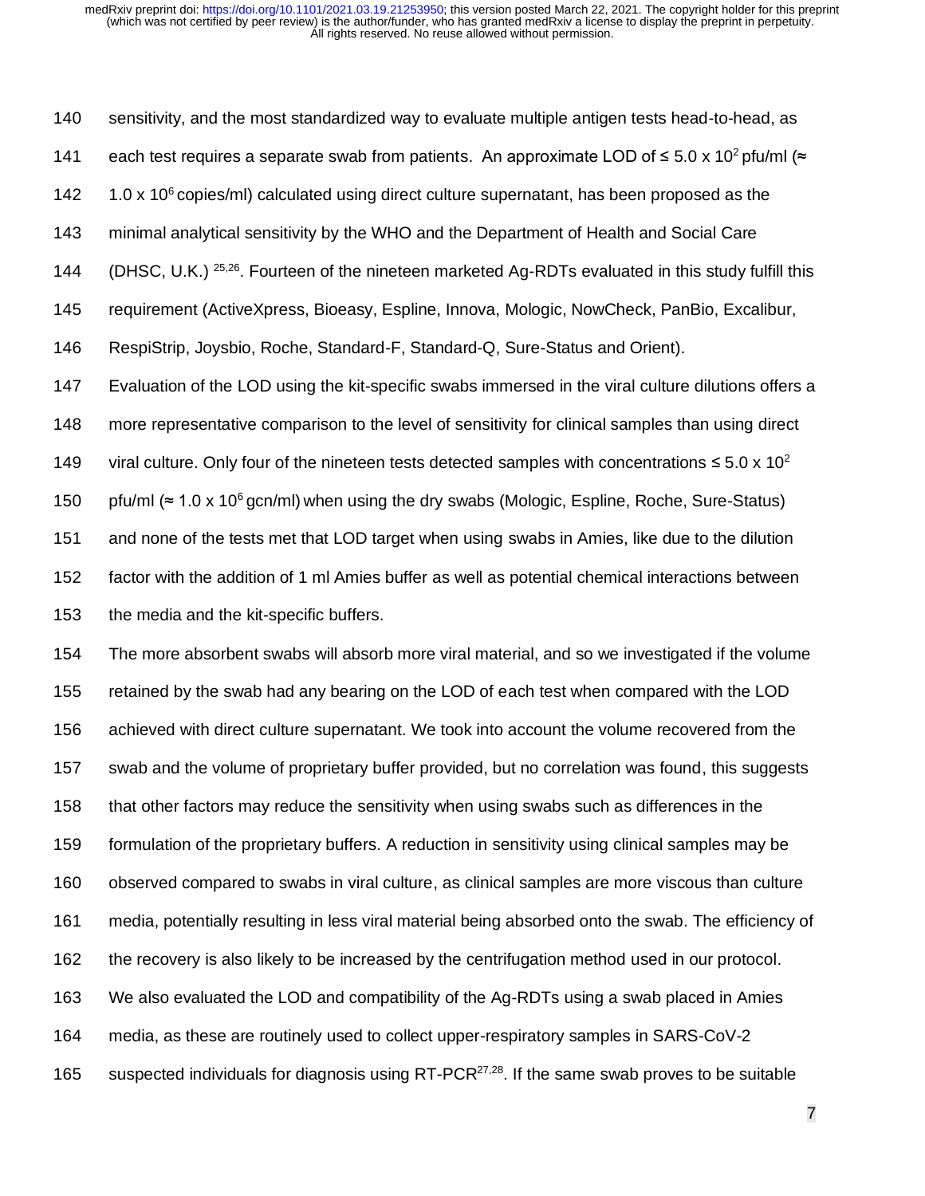sensitivity, and the most standardized way to evaluate multiple antigen tests head-to-head, as each test requires a separate swab from patients. An approximate LOD of ≤ 5.0 x $10^2$ pfu/ml (≈ 1.0 x $10^6$ copies/ml) calculated using direct culture supernatant, has been proposed as the minimal analytical sensitivity by the WHO and the Department of Health and Social Care (DHSC, U.K.) [25,26]. Fourteen of the nineteen marketed Ag-RDTs evaluated in this study fulfill this requirement (ActiveXpress, Bioeasy, Espline, Innova, Mologic, NowCheck, PanBio, Excalibur, RespiStrip, Joysbio, Roche, Standard-F, Standard-Q, Sure-Status and Orient).

Evaluation of the LOD using the kit-specific swabs immersed in the viral culture dilutions offers a more representative comparison to the level of sensitivity for clinical samples than using direct viral culture. Only four of the nineteen tests detected samples with concentrations ≤ 5.0 x $10^2$ pfu/ml (≈ 1.0 x $10^6$ gcn/ml) when using the dry swabs (Mologic, Espline, Roche, Sure-Status) and none of the tests met that LOD target when using swabs in Amies, like due to the dilution factor with the addition of 1 ml Amies buffer as well as potential chemical interactions between the media and the kit-specific buffers.

The more absorbent swabs will absorb more viral material, and so we investigated if the volume retained by the swab had any bearing on the LOD of each test when compared with the LOD achieved with direct culture supernatant. We took into account the volume recovered from the swab and the volume of proprietary buffer provided, but no correlation was found, this suggests that other factors may reduce the sensitivity when using swabs such as differences in the formulation of the proprietary buffers. A reduction in sensitivity using clinical samples may be observed compared to swabs in viral culture, as clinical samples are more viscous than culture media, potentially resulting in less viral material being absorbed onto the swab. The efficiency of the recovery is also likely to be increased by the centrifugation method used in our protocol.

We also evaluated the LOD and compatibility of the Ag-RDTs using a swab placed in Amies media, as these are routinely used to collect upper-respiratory samples in SARS-CoV-2 suspected individuals for diagnosis using RT-PCR[27,28]. If the same swab proves to be suitable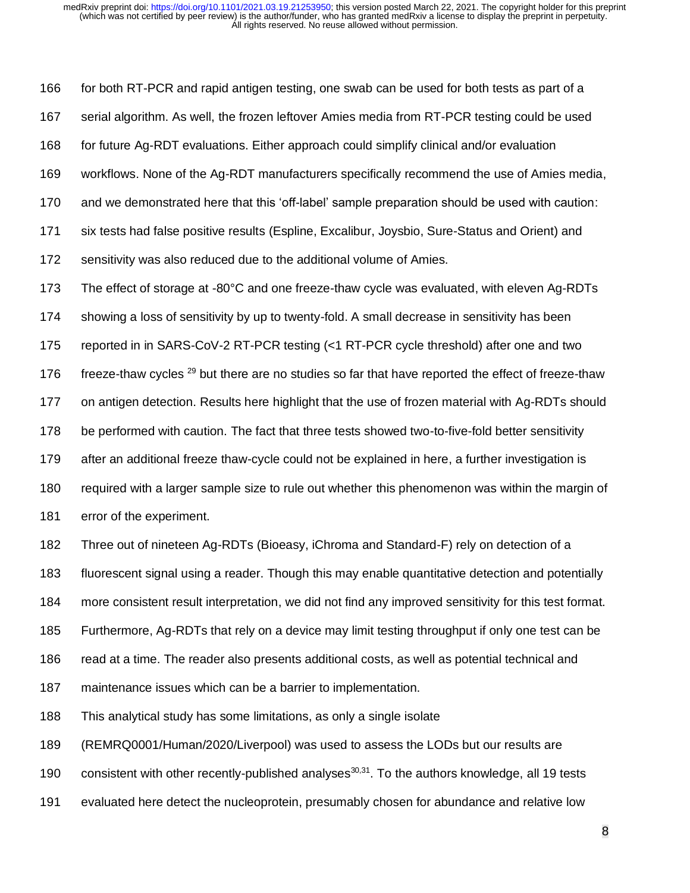for both RT-PCR and rapid antigen testing, one swab can be used for both tests as part of a serial algorithm. As well, the frozen leftover Amies media from RT-PCR testing could be used for future Ag-RDT evaluations. Either approach could simplify clinical and/or evaluation workflows. None of the Ag-RDT manufacturers specifically recommend the use of Amies media, and we demonstrated here that this 'off-label' sample preparation should be used with caution: six tests had false positive results (Espline, Excalibur, Joysbio, Sure-Status and Orient) and sensitivity was also reduced due to the additional volume of Amies.

The effect of storage at -80°C and one freeze-thaw cycle was evaluated, with eleven Ag-RDTs showing a loss of sensitivity by up to twenty-fold. A small decrease in sensitivity has been reported in in SARS-CoV-2 RT-PCR testing (<1 RT-PCR cycle threshold) after one and two freeze-thaw cycles [29] but there are no studies so far that have reported the effect of freeze-thaw on antigen detection. Results here highlight that the use of frozen material with Ag-RDTs should be performed with caution. The fact that three tests showed two-to-five-fold better sensitivity after an additional freeze thaw-cycle could not be explained in here, a further investigation is required with a larger sample size to rule out whether this phenomenon was within the margin of error of the experiment.

Three out of nineteen Ag-RDTs (Bioeasy, iChroma and Standard-F) rely on detection of a fluorescent signal using a reader. Though this may enable quantitative detection and potentially more consistent result interpretation, we did not find any improved sensitivity for this test format. Furthermore, Ag-RDTs that rely on a device may limit testing throughput if only one test can be read at a time. The reader also presents additional costs, as well as potential technical and maintenance issues which can be a barrier to implementation.

This analytical study has some limitations, as only a single isolate (REMRQ0001/Human/2020/Liverpool) was used to assess the LODs but our results are consistent with other recently-published analyses[30,31]. To the authors knowledge, all 19 tests evaluated here detect the nucleoprotein, presumably chosen for abundance and relative low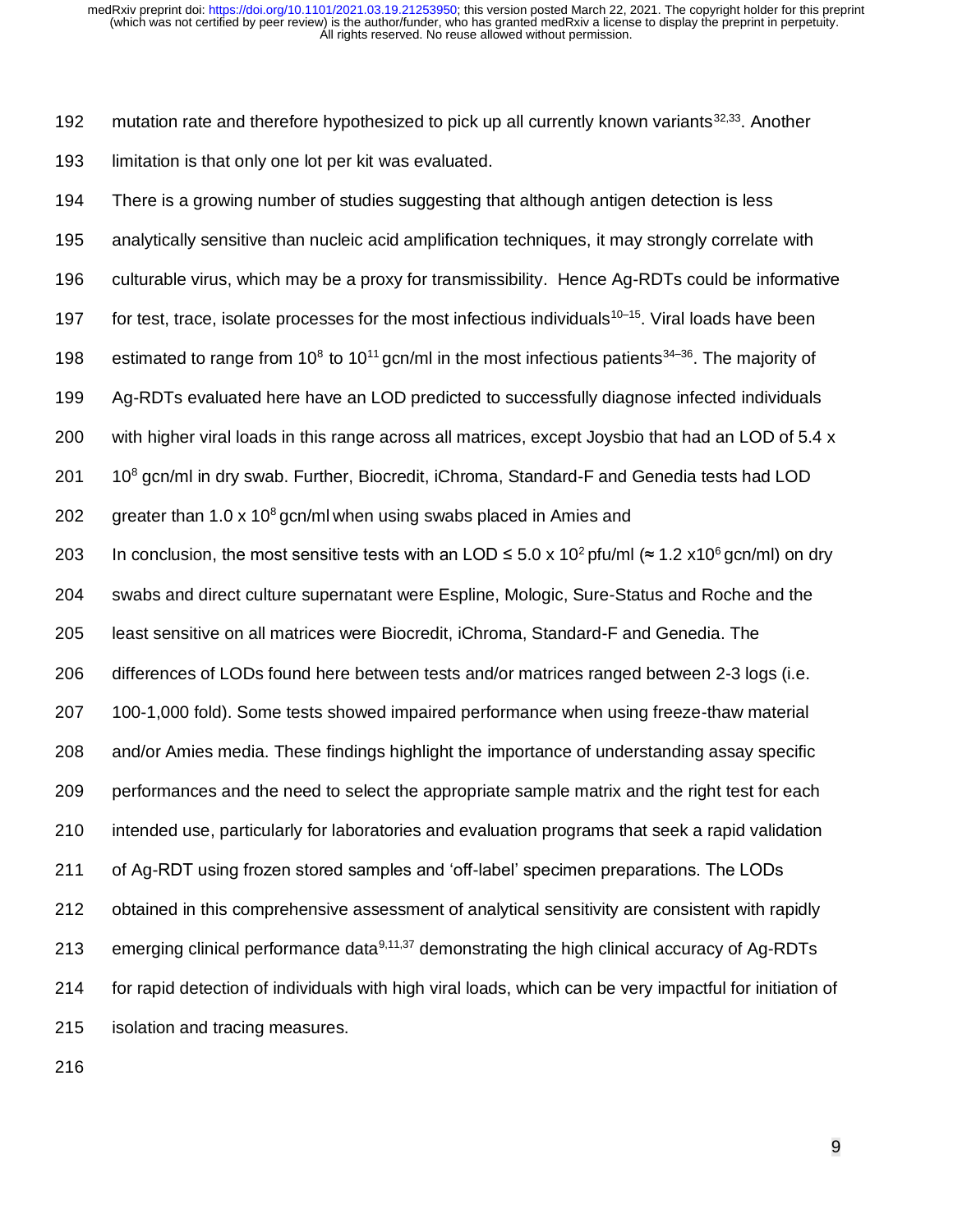mutation rate and therefore hypothesized to pick up all currently known variants[32,33]. Another limitation is that only one lot per kit was evaluated.

There is a growing number of studies suggesting that although antigen detection is less analytically sensitive than nucleic acid amplification techniques, it may strongly correlate with culturable virus, which may be a proxy for transmissibility. Hence Ag-RDTs could be informative for test, trace, isolate processes for the most infectious individuals[10–15]. Viral loads have been estimated to range from $10^8$ to $10^{11}$ gcn/ml in the most infectious patients[34–36]. The majority of Ag-RDTs evaluated here have an LOD predicted to successfully diagnose infected individuals with higher viral loads in this range across all matrices, except Joysbio that had an LOD of $5.4 \times 10^8$ gcn/ml in dry swab. Further, Biocredit, iChroma, Standard-F and Genedia tests had LOD greater than $1.0 \times 10^8$ gcn/ml when using swabs placed in Amies and

In conclusion, the most sensitive tests with an LOD $\leq 5.0 \times 10^2$ pfu/ml ($\approx 1.2 \times 10^6$ gcn/ml) on dry swabs and direct culture supernatant were Espline, Mologic, Sure-Status and Roche and the least sensitive on all matrices were Biocredit, iChroma, Standard-F and Genedia. The differences of LODs found here between tests and/or matrices ranged between 2-3 logs (i.e. 100-1,000 fold). Some tests showed impaired performance when using freeze-thaw material and/or Amies media. These findings highlight the importance of understanding assay specific performances and the need to select the appropriate sample matrix and the right test for each intended use, particularly for laboratories and evaluation programs that seek a rapid validation of Ag-RDT using frozen stored samples and 'off-label' specimen preparations. The LODs obtained in this comprehensive assessment of analytical sensitivity are consistent with rapidly emerging clinical performance data[9,11,37] demonstrating the high clinical accuracy of Ag-RDTs for rapid detection of individuals with high viral loads, which can be very impactful for initiation of isolation and tracing measures.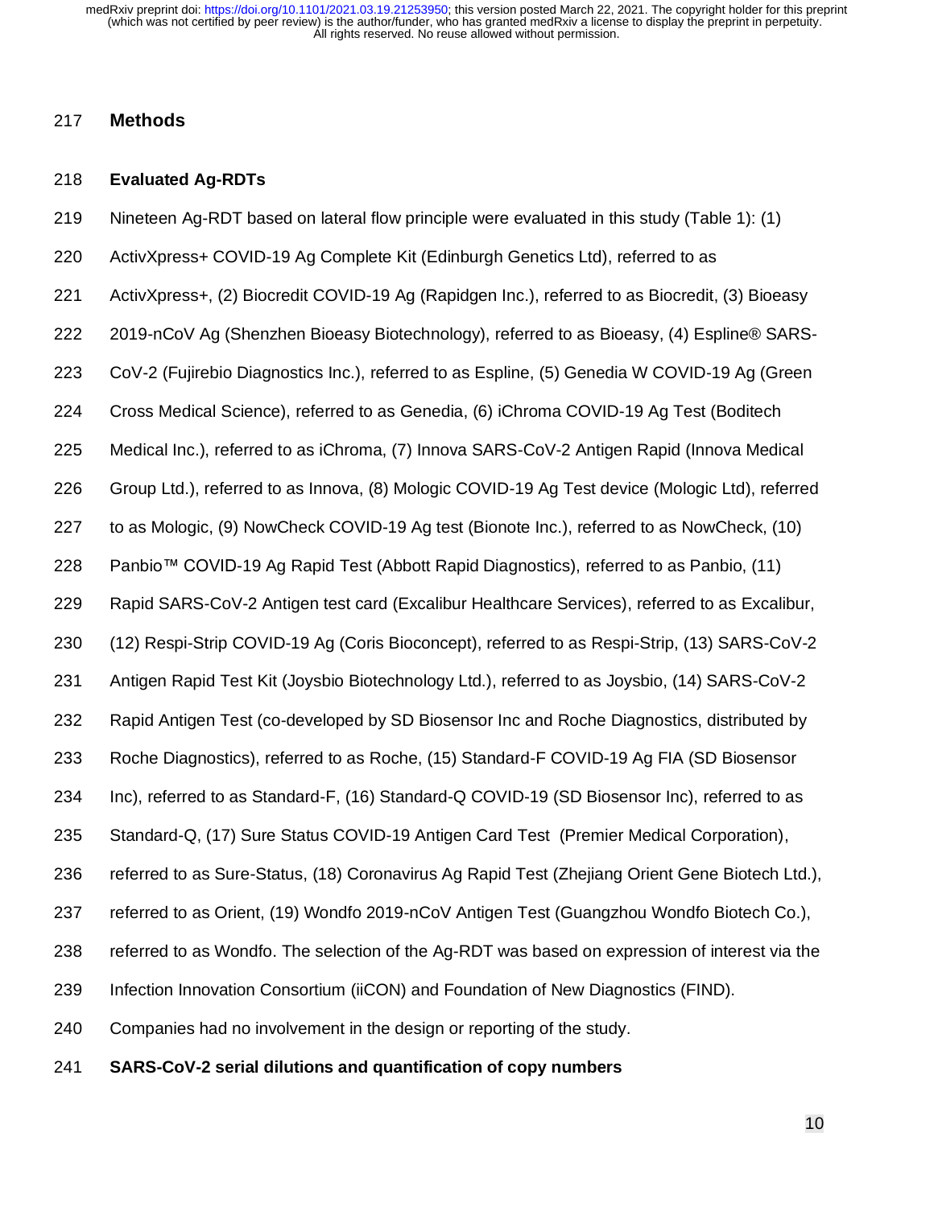## Methods

### Evaluated Ag-RDTs

Nineteen Ag-RDT based on lateral flow principle were evaluated in this study (Table 1): (1) ActivXpress+ COVID-19 Ag Complete Kit (Edinburgh Genetics Ltd), referred to as ActivXpress+, (2) Biocredit COVID-19 Ag (Rapidgen Inc.), referred to as Biocredit, (3) Bioeasy 2019-nCoV Ag (Shenzhen Bioeasy Biotechnology), referred to as Bioeasy, (4) Espline® SARS-CoV-2 (Fujirebio Diagnostics Inc.), referred to as Espline, (5) Genedia W COVID-19 Ag (Green Cross Medical Science), referred to as Genedia, (6) iChroma COVID-19 Ag Test (Boditech Medical Inc.), referred to as iChroma, (7) Innova SARS-CoV-2 Antigen Rapid (Innova Medical Group Ltd.), referred to as Innova, (8) Mologic COVID-19 Ag Test device (Mologic Ltd), referred to as Mologic, (9) NowCheck COVID-19 Ag test (Bionote Inc.), referred to as NowCheck, (10) Panbio™ COVID-19 Ag Rapid Test (Abbott Rapid Diagnostics), referred to as Panbio, (11) Rapid SARS-CoV-2 Antigen test card (Excalibur Healthcare Services), referred to as Excalibur, (12) Respi-Strip COVID-19 Ag (Coris Bioconcept), referred to as Respi-Strip, (13) SARS-CoV-2 Antigen Rapid Test Kit (Joysbio Biotechnology Ltd.), referred to as Joysbio, (14) SARS-CoV-2 Rapid Antigen Test (co-developed by SD Biosensor Inc and Roche Diagnostics, distributed by Roche Diagnostics), referred to as Roche, (15) Standard-F COVID-19 Ag FIA (SD Biosensor Inc), referred to as Standard-F, (16) Standard-Q COVID-19 (SD Biosensor Inc), referred to as Standard-Q, (17) Sure Status COVID-19 Antigen Card Test (Premier Medical Corporation), referred to as Sure-Status, (18) Coronavirus Ag Rapid Test (Zhejiang Orient Gene Biotech Ltd.), referred to as Orient, (19) Wondfo 2019-nCoV Antigen Test (Guangzhou Wondfo Biotech Co.), referred to as Wondfo. The selection of the Ag-RDT was based on expression of interest via the Infection Innovation Consortium (iiCON) and Foundation of New Diagnostics (FIND). Companies had no involvement in the design or reporting of the study.

### SARS-CoV-2 serial dilutions and quantification of copy numbers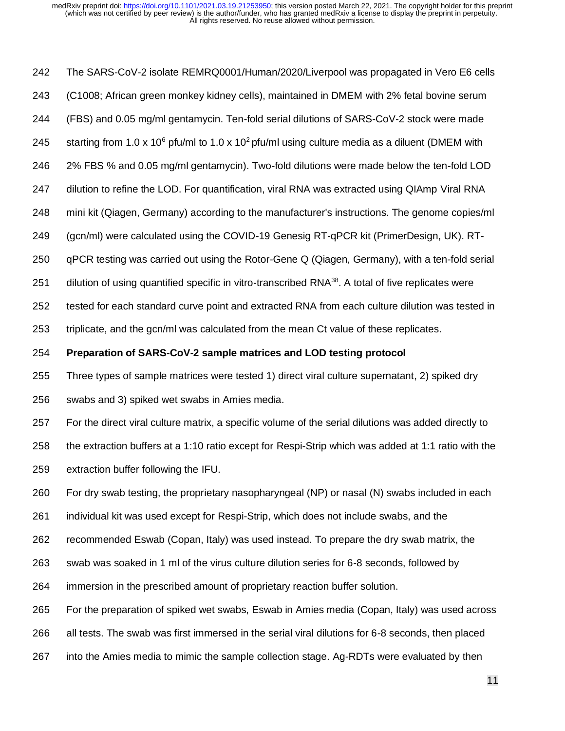The SARS-CoV-2 isolate REMRQ0001/Human/2020/Liverpool was propagated in Vero E6 cells (C1008; African green monkey kidney cells), maintained in DMEM with 2% fetal bovine serum (FBS) and 0.05 mg/ml gentamycin. Ten-fold serial dilutions of SARS-CoV-2 stock were made starting from $1.0 \times 10^6$ pfu/ml to $1.0 \times 10^2$ pfu/ml using culture media as a diluent (DMEM with 2% FBS % and 0.05 mg/ml gentamycin). Two-fold dilutions were made below the ten-fold LOD dilution to refine the LOD. For quantification, viral RNA was extracted using QIAmp Viral RNA mini kit (Qiagen, Germany) according to the manufacturer's instructions. The genome copies/ml (gcn/ml) were calculated using the COVID-19 Genesig RT-qPCR kit (PrimerDesign, UK). RT-qPCR testing was carried out using the Rotor-Gene Q (Qiagen, Germany), with a ten-fold serial dilution of using quantified specific in vitro-transcribed RNA[38]. A total of five replicates were tested for each standard curve point and extracted RNA from each culture dilution was tested in triplicate, and the gcn/ml was calculated from the mean Ct value of these replicates.

**Preparation of SARS-CoV-2 sample matrices and LOD testing protocol**

Three types of sample matrices were tested 1) direct viral culture supernatant, 2) spiked dry swabs and 3) spiked wet swabs in Amies media.

For the direct viral culture matrix, a specific volume of the serial dilutions was added directly to the extraction buffers at a 1:10 ratio except for Respi-Strip which was added at 1:1 ratio with the extraction buffer following the IFU.

For dry swab testing, the proprietary nasopharyngeal (NP) or nasal (N) swabs included in each individual kit was used except for Respi-Strip, which does not include swabs, and the recommended Eswab (Copan, Italy) was used instead. To prepare the dry swab matrix, the swab was soaked in 1 ml of the virus culture dilution series for 6-8 seconds, followed by immersion in the prescribed amount of proprietary reaction buffer solution.

For the preparation of spiked wet swabs, Eswab in Amies media (Copan, Italy) was used across all tests. The swab was first immersed in the serial viral dilutions for 6-8 seconds, then placed into the Amies media to mimic the sample collection stage. Ag-RDTs were evaluated by then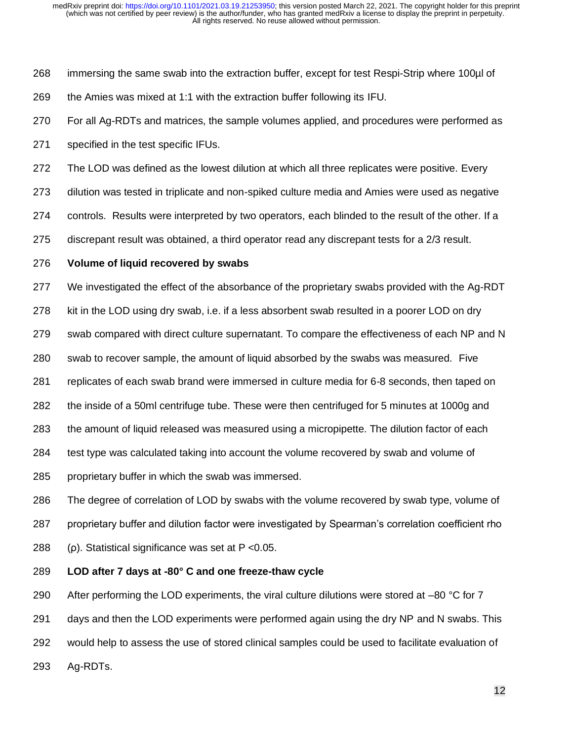immersing the same swab into the extraction buffer, except for test Respi-Strip where 100µl of the Amies was mixed at 1:1 with the extraction buffer following its IFU.

For all Ag-RDTs and matrices, the sample volumes applied, and procedures were performed as specified in the test specific IFUs.

The LOD was defined as the lowest dilution at which all three replicates were positive. Every dilution was tested in triplicate and non-spiked culture media and Amies were used as negative controls. Results were interpreted by two operators, each blinded to the result of the other. If a discrepant result was obtained, a third operator read any discrepant tests for a 2/3 result.

**Volume of liquid recovered by swabs**

We investigated the effect of the absorbance of the proprietary swabs provided with the Ag-RDT kit in the LOD using dry swab, i.e. if a less absorbent swab resulted in a poorer LOD on dry swab compared with direct culture supernatant. To compare the effectiveness of each NP and N swab to recover sample, the amount of liquid absorbed by the swabs was measured. Five replicates of each swab brand were immersed in culture media for 6-8 seconds, then taped on the inside of a 50ml centrifuge tube. These were then centrifuged for 5 minutes at 1000g and the amount of liquid released was measured using a micropipette. The dilution factor of each test type was calculated taking into account the volume recovered by swab and volume of proprietary buffer in which the swab was immersed.

The degree of correlation of LOD by swabs with the volume recovered by swab type, volume of proprietary buffer and dilution factor were investigated by Spearman's correlation coefficient rho (ρ). Statistical significance was set at $P < 0.05$.

**LOD after 7 days at -80° C and one freeze-thaw cycle**

After performing the LOD experiments, the viral culture dilutions were stored at –80 °C for 7 days and then the LOD experiments were performed again using the dry NP and N swabs. This would help to assess the use of stored clinical samples could be used to facilitate evaluation of Ag-RDTs.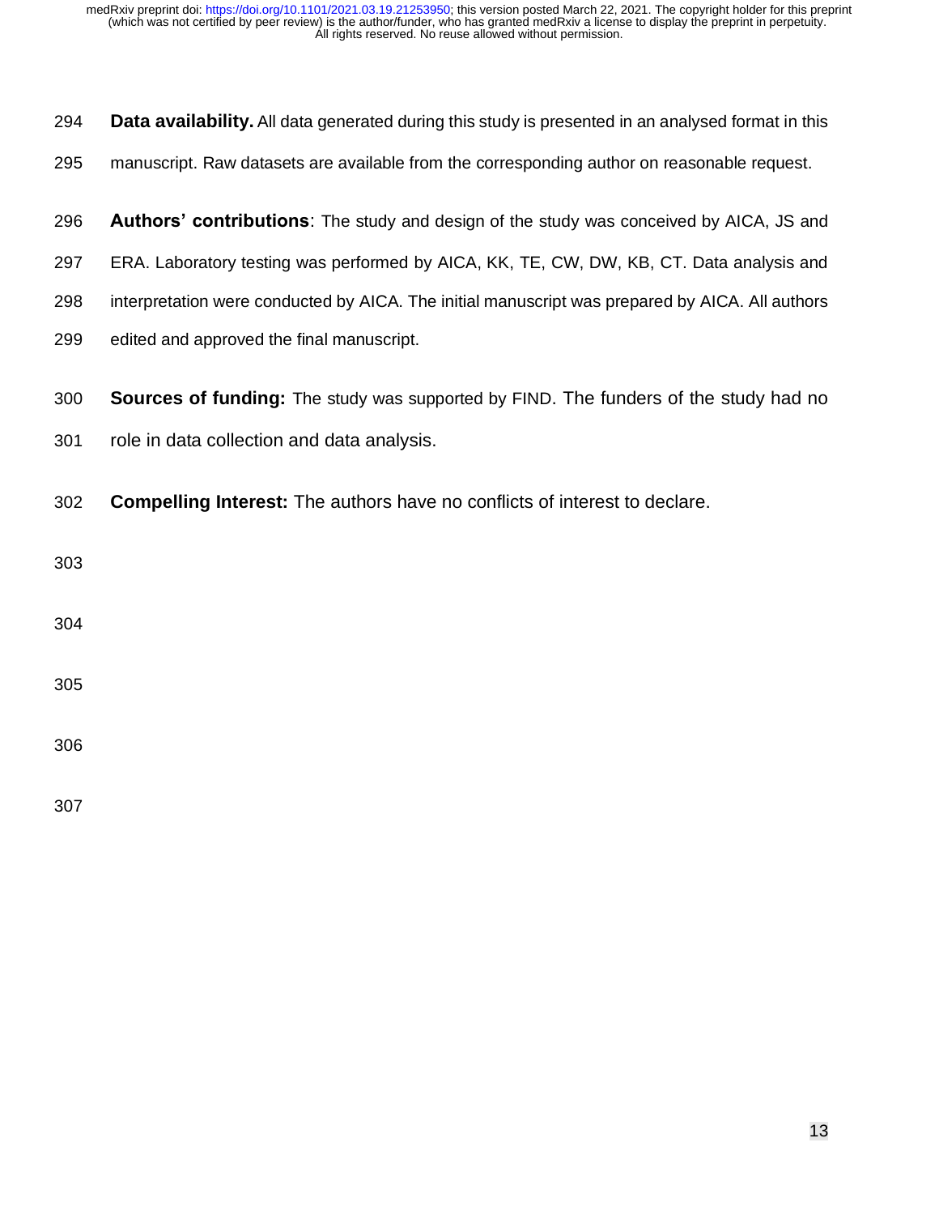**Data availability.** All data generated during this study is presented in an analysed format in this manuscript. Raw datasets are available from the corresponding author on reasonable request.

**Authors' contributions**: The study and design of the study was conceived by AICA, JS and ERA. Laboratory testing was performed by AICA, KK, TE, CW, DW, KB, CT. Data analysis and interpretation were conducted by AICA. The initial manuscript was prepared by AICA. All authors edited and approved the final manuscript.

**Sources of funding:** The study was supported by FIND. The funders of the study had no role in data collection and data analysis.

**Compelling Interest:** The authors have no conflicts of interest to declare.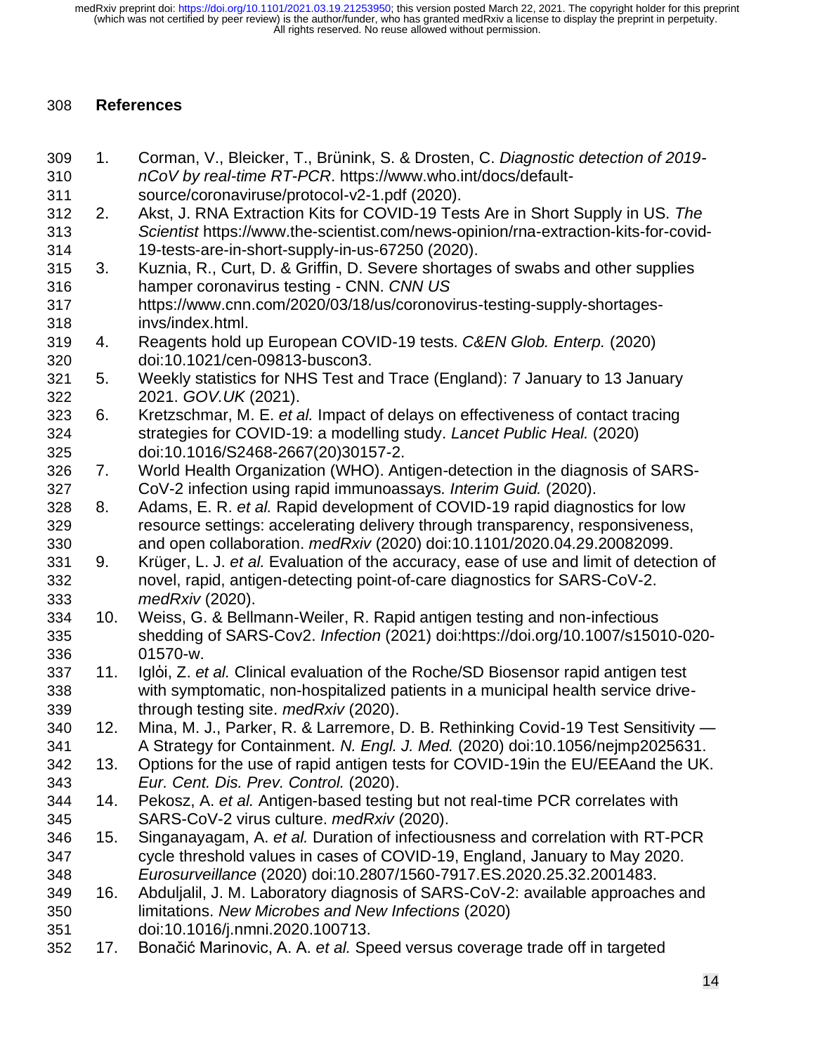## References

1. Corman, V., Bleicker, T., Brünink, S. & Drosten, C. *Diagnostic detection of 2019-nCoV by real-time RT-PCR*. https://www.who.int/docs/default-source/coronaviruse/protocol-v2-1.pdf (2020).
2. Akst, J. RNA Extraction Kits for COVID-19 Tests Are in Short Supply in US. *The Scientist* https://www.the-scientist.com/news-opinion/rna-extraction-kits-for-covid-19-tests-are-in-short-supply-in-us-67250 (2020).
3. Kuznia, R., Curt, D. & Griffin, D. Severe shortages of swabs and other supplies hamper coronavirus testing - CNN. *CNN US* https://www.cnn.com/2020/03/18/us/coronovirus-testing-supply-shortages-invs/index.html.
4. Reagents hold up European COVID-19 tests. *C&EN Glob. Enterp.* (2020) doi:10.1021/cen-09813-buscon3.
5. Weekly statistics for NHS Test and Trace (England): 7 January to 13 January 2021. *GOV.UK* (2021).
6. Kretzschmar, M. E. *et al.* Impact of delays on effectiveness of contact tracing strategies for COVID-19: a modelling study. *Lancet Public Heal.* (2020) doi:10.1016/S2468-2667(20)30157-2.
7. World Health Organization (WHO). Antigen-detection in the diagnosis of SARS-CoV-2 infection using rapid immunoassays. *Interim Guid.* (2020).
8. Adams, E. R. *et al.* Rapid development of COVID-19 rapid diagnostics for low resource settings: accelerating delivery through transparency, responsiveness, and open collaboration. *medRxiv* (2020) doi:10.1101/2020.04.29.20082099.
9. Krüger, L. J. *et al.* Evaluation of the accuracy, ease of use and limit of detection of novel, rapid, antigen-detecting point-of-care diagnostics for SARS-CoV-2. *medRxiv* (2020).
10. Weiss, G. & Bellmann-Weiler, R. Rapid antigen testing and non-infectious shedding of SARS-Cov2. *Infection* (2021) doi:https://doi.org/10.1007/s15010-020-01570-w.
11. Iglỏi, Z. *et al.* Clinical evaluation of the Roche/SD Biosensor rapid antigen test with symptomatic, non-hospitalized patients in a municipal health service drive-through testing site. *medRxiv* (2020).
12. Mina, M. J., Parker, R. & Larremore, D. B. Rethinking Covid-19 Test Sensitivity — A Strategy for Containment. *N. Engl. J. Med.* (2020) doi:10.1056/nejmp2025631.
13. Options for the use of rapid antigen tests for COVID-19in the EU/EEAand the UK. *Eur. Cent. Dis. Prev. Control.* (2020).
14. Pekosz, A. *et al.* Antigen-based testing but not real-time PCR correlates with SARS-CoV-2 virus culture. *medRxiv* (2020).
15. Singanayagam, A. *et al.* Duration of infectiousness and correlation with RT-PCR cycle threshold values in cases of COVID-19, England, January to May 2020. *Eurosurveillance* (2020) doi:10.2807/1560-7917.ES.2020.25.32.2001483.
16. Abduljalil, J. M. Laboratory diagnosis of SARS-CoV-2: available approaches and limitations. *New Microbes and New Infections* (2020) doi:10.1016/j.nmni.2020.100713.
17. Bonačić Marinovic, A. A. *et al.* Speed versus coverage trade off in targeted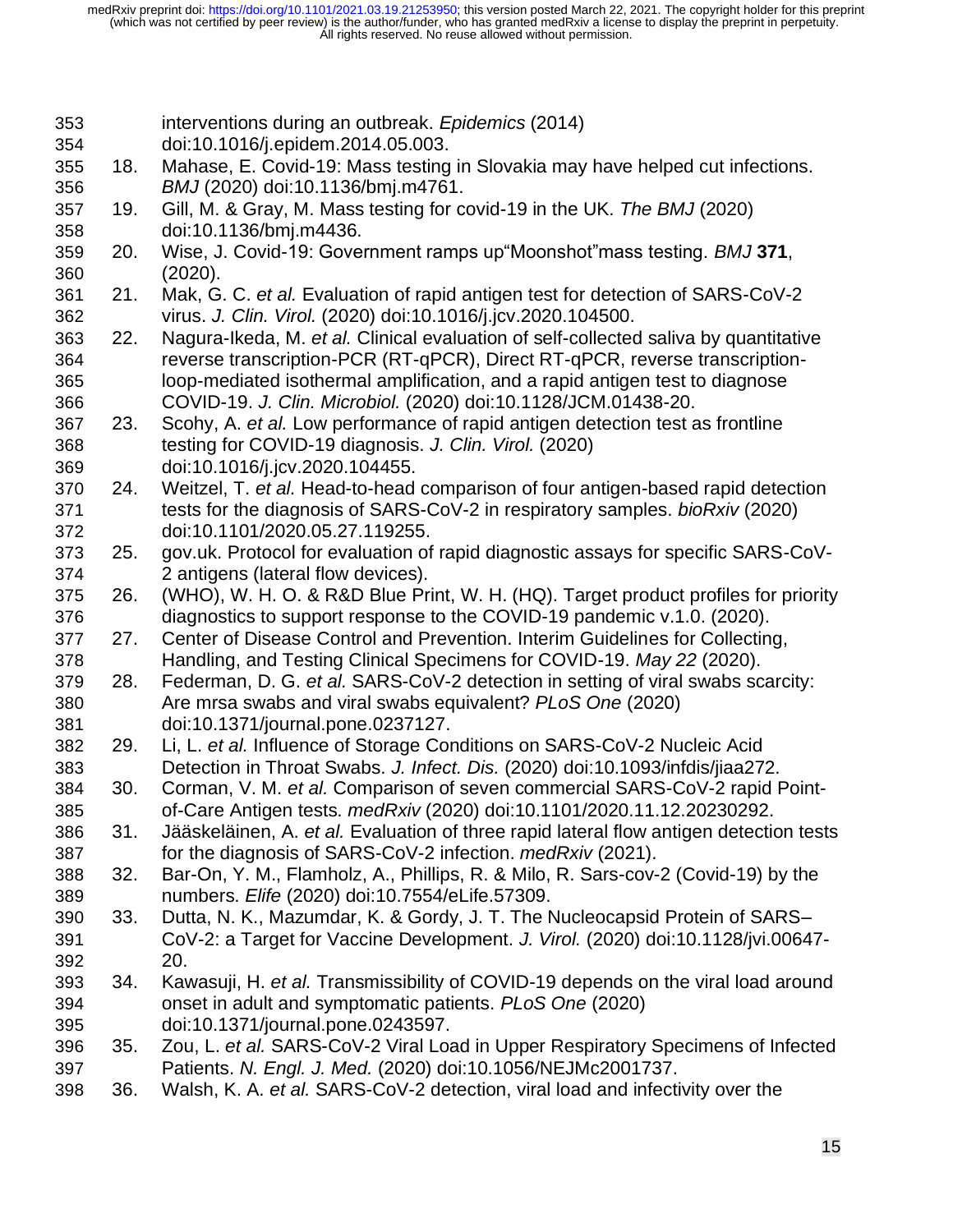interventions during an outbreak. *Epidemics* (2014) doi:10.1016/j.epidem.2014.05.003.

18. Mahase, E. Covid-19: Mass testing in Slovakia may have helped cut infections. *BMJ* (2020) doi:10.1136/bmj.m4761.
19. Gill, M. & Gray, M. Mass testing for covid-19 in the UK. *The BMJ* (2020) doi:10.1136/bmj.m4436.
20. Wise, J. Covid-19: Government ramps up“Moonshot”mass testing. *BMJ* **371**, (2020).
21. Mak, G. C. *et al.* Evaluation of rapid antigen test for detection of SARS-CoV-2 virus. *J. Clin. Virol.* (2020) doi:10.1016/j.jcv.2020.104500.
22. Nagura-Ikeda, M. *et al.* Clinical evaluation of self-collected saliva by quantitative reverse transcription-PCR (RT-qPCR), Direct RT-qPCR, reverse transcription-loop-mediated isothermal amplification, and a rapid antigen test to diagnose COVID-19. *J. Clin. Microbiol.* (2020) doi:10.1128/JCM.01438-20.
23. Scohy, A. *et al.* Low performance of rapid antigen detection test as frontline testing for COVID-19 diagnosis. *J. Clin. Virol.* (2020) doi:10.1016/j.jcv.2020.104455.
24. Weitzel, T. *et al.* Head-to-head comparison of four antigen-based rapid detection tests for the diagnosis of SARS-CoV-2 in respiratory samples. *bioRxiv* (2020) doi:10.1101/2020.05.27.119255.
25. gov.uk. Protocol for evaluation of rapid diagnostic assays for specific SARS-CoV-2 antigens (lateral flow devices).
26. (WHO), W. H. O. & R&D Blue Print, W. H. (HQ). Target product profiles for priority diagnostics to support response to the COVID-19 pandemic v.1.0. (2020).
27. Center of Disease Control and Prevention. Interim Guidelines for Collecting, Handling, and Testing Clinical Specimens for COVID-19. *May 22* (2020).
28. Federman, D. G. *et al.* SARS-CoV-2 detection in setting of viral swabs scarcity: Are mrsa swabs and viral swabs equivalent? *PLoS One* (2020) doi:10.1371/journal.pone.0237127.
29. Li, L. *et al.* Influence of Storage Conditions on SARS-CoV-2 Nucleic Acid Detection in Throat Swabs. *J. Infect. Dis.* (2020) doi:10.1093/infdis/jiaa272.
30. Corman, V. M. *et al.* Comparison of seven commercial SARS-CoV-2 rapid Point-of-Care Antigen tests. *medRxiv* (2020) doi:10.1101/2020.11.12.20230292.
31. Jääskeläinen, A. *et al.* Evaluation of three rapid lateral flow antigen detection tests for the diagnosis of SARS-CoV-2 infection. *medRxiv* (2021).
32. Bar-On, Y. M., Flamholz, A., Phillips, R. & Milo, R. Sars-cov-2 (Covid-19) by the numbers. *Elife* (2020) doi:10.7554/eLife.57309.
33. Dutta, N. K., Mazumdar, K. & Gordy, J. T. The Nucleocapsid Protein of SARS–CoV-2: a Target for Vaccine Development. *J. Virol.* (2020) doi:10.1128/jvi.00647-20.
34. Kawasuji, H. *et al.* Transmissibility of COVID-19 depends on the viral load around onset in adult and symptomatic patients. *PLoS One* (2020) doi:10.1371/journal.pone.0243597.
35. Zou, L. *et al.* SARS-CoV-2 Viral Load in Upper Respiratory Specimens of Infected Patients. *N. Engl. J. Med.* (2020) doi:10.1056/NEJMc2001737.
36. Walsh, K. A. *et al.* SARS-CoV-2 detection, viral load and infectivity over the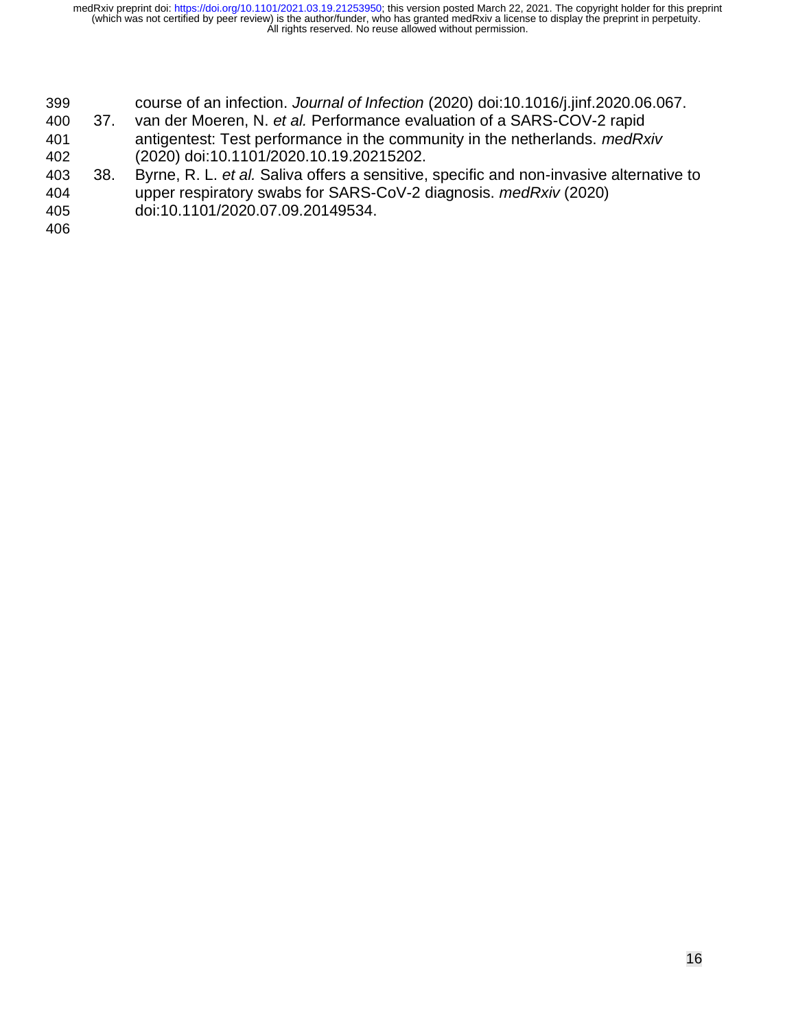course of an infection. *Journal of Infection* (2020) doi:10.1016/j.jinf.2020.06.067.

37. van der Moeren, N. *et al.* Performance evaluation of a SARS-COV-2 rapid antigentest: Test performance in the community in the netherlands. *medRxiv* (2020) doi:10.1101/2020.10.19.20215202.
38. Byrne, R. L. *et al.* Saliva offers a sensitive, specific and non-invasive alternative to upper respiratory swabs for SARS-CoV-2 diagnosis. *medRxiv* (2020) doi:10.1101/2020.07.09.20149534.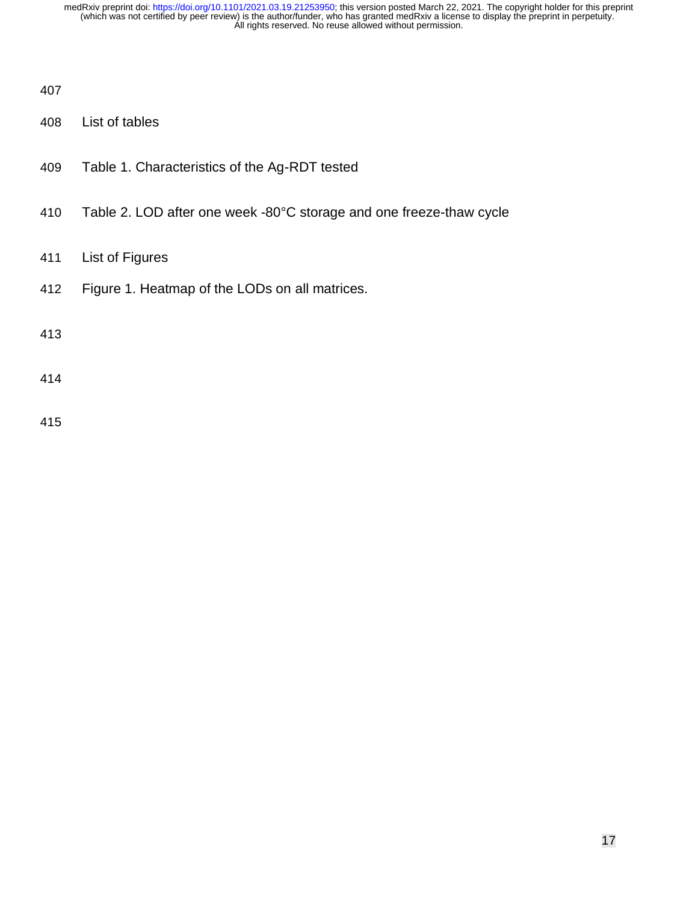List of tables

Table 1. Characteristics of the Ag-RDT tested

Table 2. LOD after one week -80°C storage and one freeze-thaw cycle

List of Figures

Figure 1. Heatmap of the LODs on all matrices.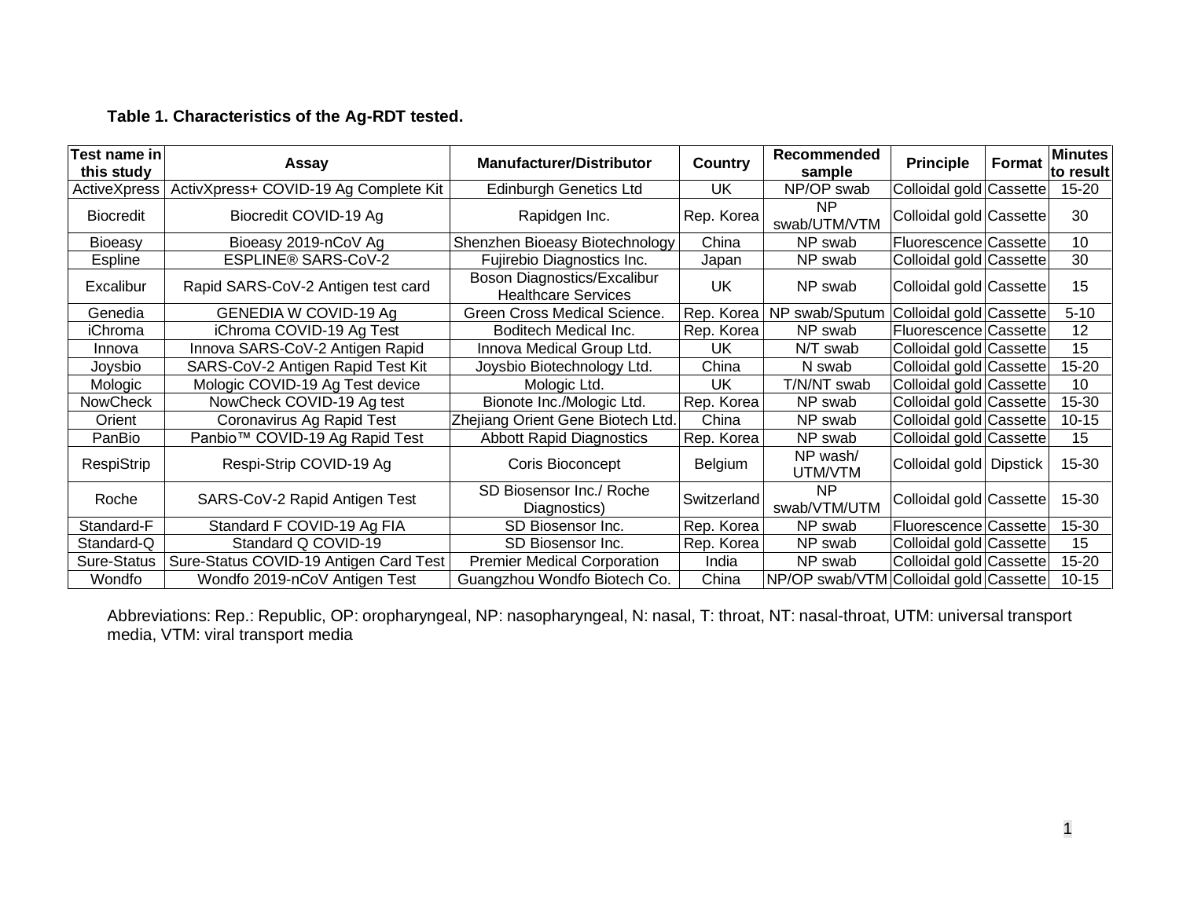**Table 1. Characteristics of the Ag-RDT tested.**

| Test name in this study | Assay | Manufacturer/Distributor | Country | Recommended sample | Principle | Format | Minutes to result |
|---|---|---|---|---|---|---|---|
| ActiveXpress | ActivXpress+ COVID-19 Ag Complete Kit | Edinburgh Genetics Ltd | UK | NP/OP swab | Colloidal gold | Cassette | 15-20 |
| Biocredit | Biocredit COVID-19 Ag | Rapidgen Inc. | Rep. Korea | NP swab/UTM/VTM | Colloidal gold | Cassette | 30 |
| Bioeasy | Bioeasy 2019-nCoV Ag | Shenzhen Bioeasy Biotechnology | China | NP swab | Fluorescence | Cassette | 10 |
| Espline | ESPLINE® SARS-CoV-2 | Fujirebio Diagnostics Inc. | Japan | NP swab | Colloidal gold | Cassette | 30 |
| Excalibur | Rapid SARS-CoV-2 Antigen test card | Boson Diagnostics/Excalibur Healthcare Services | UK | NP swab | Colloidal gold | Cassette | 15 |
| Genedia | GENEDIA W COVID-19 Ag | Green Cross Medical Science. | Rep. Korea | NP swab/Sputum | Colloidal gold | Cassette | 5-10 |
| iChroma | iChroma COVID-19 Ag Test | Boditech Medical Inc. | Rep. Korea | NP swab | Fluorescence | Cassette | 12 |
| Innova | Innova SARS-CoV-2 Antigen Rapid | Innova Medical Group Ltd. | UK | N/T swab | Colloidal gold | Cassette | 15 |
| Joysbio | SARS-CoV-2 Antigen Rapid Test Kit | Joysbio Biotechnology Ltd. | China | N swab | Colloidal gold | Cassette | 15-20 |
| Mologic | Mologic COVID-19 Ag Test device | Mologic Ltd. | UK | T/N/NT swab | Colloidal gold | Cassette | 10 |
| NowCheck | NowCheck COVID-19 Ag test | Bionote Inc./Mologic Ltd. | Rep. Korea | NP swab | Colloidal gold | Cassette | 15-30 |
| Orient | Coronavirus Ag Rapid Test | Zhejiang Orient Gene Biotech Ltd. | China | NP swab | Colloidal gold | Cassette | 10-15 |
| PanBio | Panbio™ COVID-19 Ag Rapid Test | Abbott Rapid Diagnostics | Rep. Korea | NP swab | Colloidal gold | Cassette | 15 |
| RespiStrip | Respi-Strip COVID-19 Ag | Coris Bioconcept | Belgium | NP wash/ UTM/VTM | Colloidal gold | Dipstick | 15-30 |
| Roche | SARS-CoV-2 Rapid Antigen Test | SD Biosensor Inc./ Roche Diagnostics) | Switzerland | NP swab/VTM/UTM | Colloidal gold | Cassette | 15-30 |
| Standard-F | Standard F COVID-19 Ag FIA | SD Biosensor Inc. | Rep. Korea | NP swab | Fluorescence | Cassette | 15-30 |
| Standard-Q | Standard Q COVID-19 | SD Biosensor Inc. | Rep. Korea | NP swab | Colloidal gold | Cassette | 15 |
| Sure-Status | Sure-Status COVID-19 Antigen Card Test | Premier Medical Corporation | India | NP swab | Colloidal gold | Cassette | 15-20 |
| Wondfo | Wondfo 2019-nCoV Antigen Test | Guangzhou Wondfo Biotech Co. | China | NP/OP swab/VTM | Colloidal gold | Cassette | 10-15 |

Abbreviations: Rep.: Republic, OP: oropharyngeal, NP: nasopharyngeal, N: nasal, T: throat, NT: nasal-throat, UTM: universal transport media, VTM: viral transport media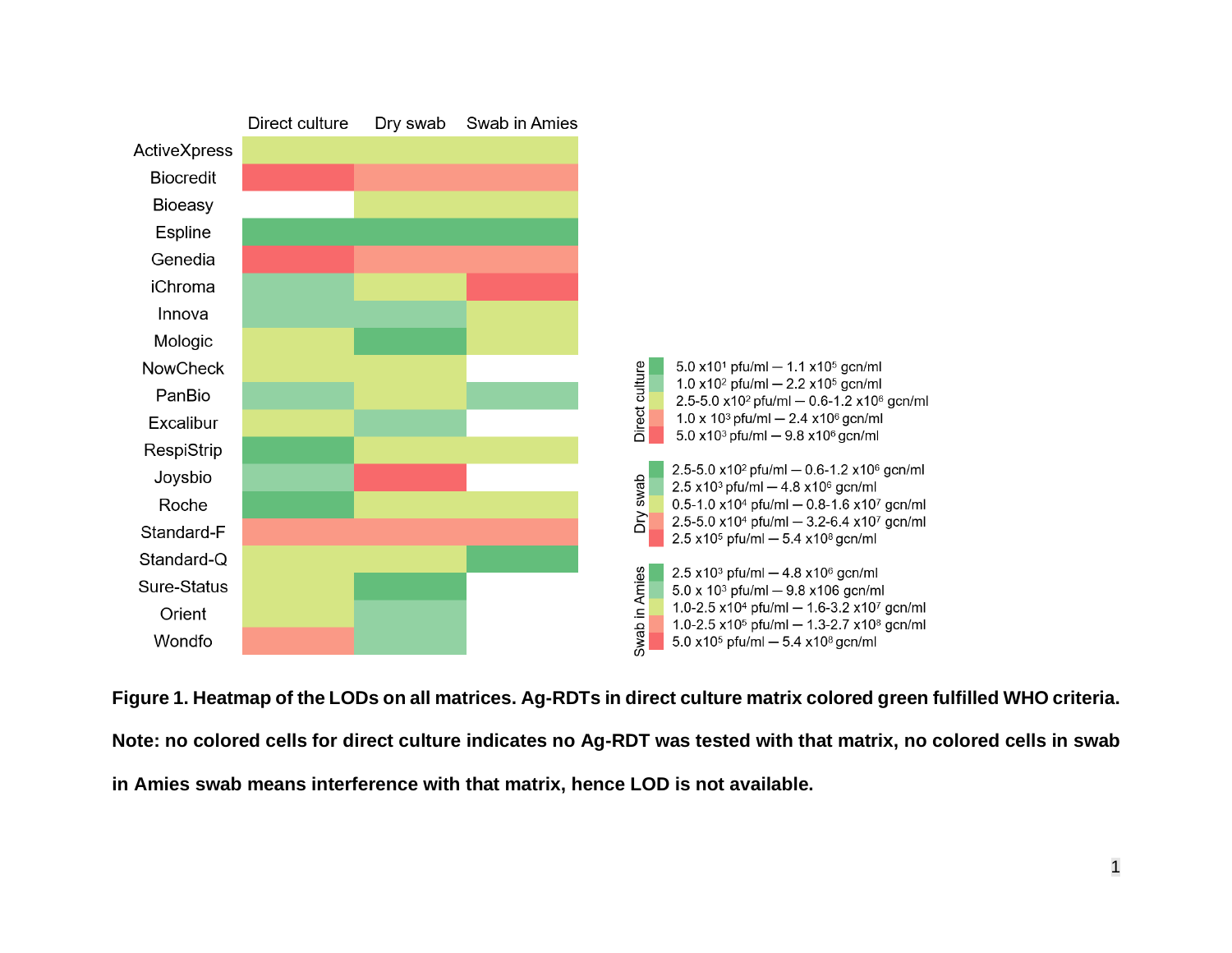|  | Direct culture | Dry swab | Swab in Amies |
|---|---|---|---|
| ActiveXpress |  |  |  |
| Biocredit |  |  |  |
| Bioeasy |  |  |  |
| Espline |  |  |  |
| Genedia |  |  |  |
| iChroma |  |  |  |
| Innova |  |  |  |
| Mologic |  |  |  |
| NowCheck |  |  |  |
| PanBio |  |  |  |
| Excalibur |  |  |  |
| RespiStrip |  |  |  |
| Joysbio |  |  |  |
| Roche |  |  |  |
| Standard-F |  |  |  |
| Standard-Q |  |  |  |
| Sure-Status |  |  |  |
| Orient |  |  |  |
| Wondfo |  |  |  |

Direct culture
- $5.0 \times 10^1$ pfu/ml — $1.1 \times 10^5$ gcn/ml
- $1.0 \times 10^2$ pfu/ml — $2.2 \times 10^5$ gcn/ml
- $2.5\text{-}5.0 \times 10^2$ pfu/ml — $0.6\text{-}1.2 \times 10^6$ gcn/ml
- $1.0 \times 10^3$ pfu/ml — $2.4 \times 10^6$ gcn/ml
- $5.0 \times 10^3$ pfu/ml — $9.8 \times 10^6$ gcn/ml

Dry swab
- $2.5\text{-}5.0 \times 10^2$ pfu/ml — $0.6\text{-}1.2 \times 10^6$ gcn/ml
- $2.5 \times 10^3$ pfu/ml — $4.8 \times 10^6$ gcn/ml
- $0.5\text{-}1.0 \times 10^4$ pfu/ml — $0.8\text{-}1.6 \times 10^7$ gcn/ml
- $2.5\text{-}5.0 \times 10^4$ pfu/ml — $3.2\text{-}6.4 \times 10^7$ gcn/ml
- $2.5 \times 10^5$ pfu/ml — $5.4 \times 10^8$ gcn/ml

Swab in Amies
- $2.5 \times 10^3$ pfu/ml — $4.8 \times 10^6$ gcn/ml
- $5.0 \times 10^3$ pfu/ml — $9.8 \times 106$ gcn/ml
- $1.0\text{-}2.5 \times 10^4$ pfu/ml — $1.6\text{-}3.2 \times 10^7$ gcn/ml
- $1.0\text{-}2.5 \times 10^5$ pfu/ml — $1.3\text{-}2.7 \times 10^8$ gcn/ml
- $5.0 \times 10^5$ pfu/ml — $5.4 \times 10^8$ gcn/ml

**Figure 1. Heatmap of the LODs on all matrices. Ag-RDTs in direct culture matrix colored green fulfilled WHO criteria. Note: no colored cells for direct culture indicates no Ag-RDT was tested with that matrix, no colored cells in swab in Amies swab means interference with that matrix, hence LOD is not available.**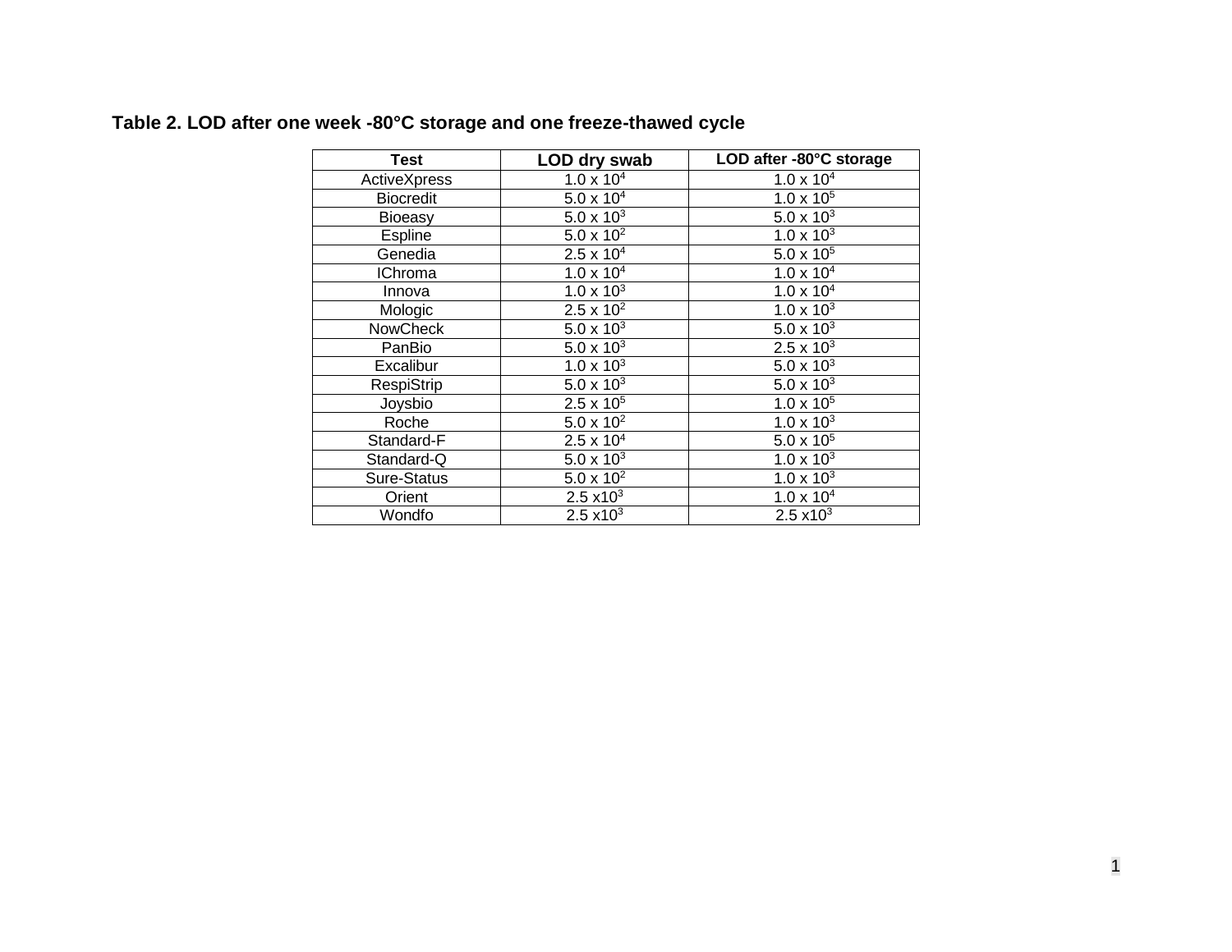**Table 2. LOD after one week -80°C storage and one freeze-thawed cycle**

| Test | LOD dry swab | LOD after -80°C storage |
|---|---|---|
| ActiveXpress | $1.0 \times 10^4$ | $1.0 \times 10^4$ |
| Biocredit | $5.0 \times 10^4$ | $1.0 \times 10^5$ |
| Bioeasy | $5.0 \times 10^3$ | $5.0 \times 10^3$ |
| Espline | $5.0 \times 10^2$ | $1.0 \times 10^3$ |
| Genedia | $2.5 \times 10^4$ | $5.0 \times 10^5$ |
| IChroma | $1.0 \times 10^4$ | $1.0 \times 10^4$ |
| Innova | $1.0 \times 10^3$ | $1.0 \times 10^4$ |
| Mologic | $2.5 \times 10^2$ | $1.0 \times 10^3$ |
| NowCheck | $5.0 \times 10^3$ | $5.0 \times 10^3$ |
| PanBio | $5.0 \times 10^3$ | $2.5 \times 10^3$ |
| Excalibur | $1.0 \times 10^3$ | $5.0 \times 10^3$ |
| RespiStrip | $5.0 \times 10^3$ | $5.0 \times 10^3$ |
| Joysbio | $2.5 \times 10^5$ | $1.0 \times 10^5$ |
| Roche | $5.0 \times 10^2$ | $1.0 \times 10^3$ |
| Standard-F | $2.5 \times 10^4$ | $5.0 \times 10^5$ |
| Standard-Q | $5.0 \times 10^3$ | $1.0 \times 10^3$ |
| Sure-Status | $5.0 \times 10^2$ | $1.0 \times 10^3$ |
| Orient | $2.5 \times 10^3$ | $1.0 \times 10^4$ |
| Wondfo | $2.5 \times 10^3$ | $2.5 \times 10^3$ |